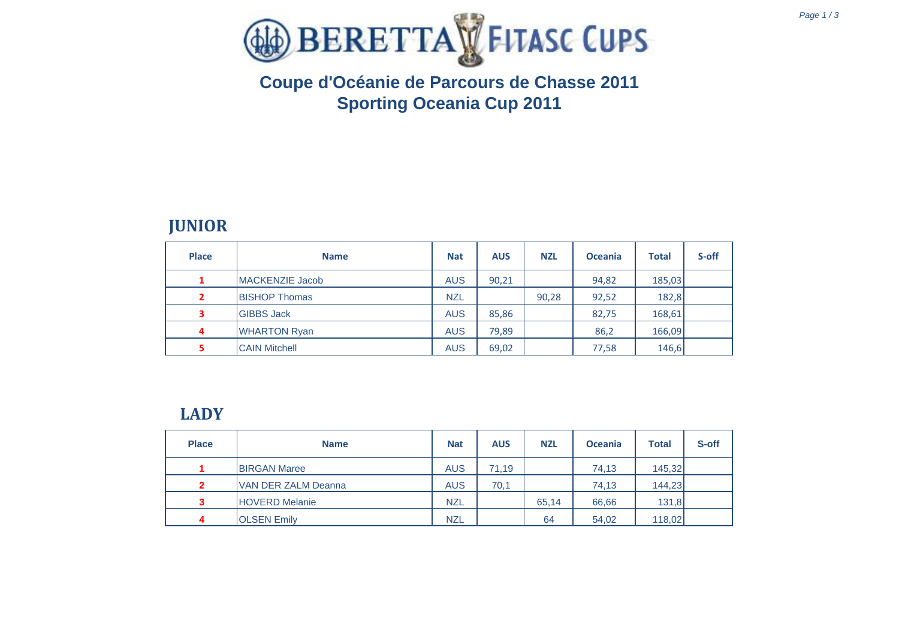# BERETTA FITASC CUPS

## Coupe d'Océanie de Parcours de Chasse 2011
## Sporting Oceania Cup 2011

### JUNIOR

| Place | Name | Nat | AUS | NZL | Oceania | Total | S-off |
|---|---|---|---|---|---|---|---|
| 1 | MACKENZIE Jacob | AUS | 90,21 | | 94,82 | 185,03 | |
| 2 | BISHOP Thomas | NZL | | 90,28 | 92,52 | 182,8 | |
| 3 | GIBBS Jack | AUS | 85,86 | | 82,75 | 168,61 | |
| 4 | WHARTON Ryan | AUS | 79,89 | | 86,2 | 166,09 | |
| 5 | CAIN Mitchell | AUS | 69,02 | | 77,58 | 146,6 | |

### LADY

| Place | Name | Nat | AUS | NZL | Oceania | Total | S-off |
|---|---|---|---|---|---|---|---|
| 1 | BIRGAN Maree | AUS | 71,19 | | 74,13 | 145,32 | |
| 2 | VAN DER ZALM Deanna | AUS | 70,1 | | 74,13 | 144,23 | |
| 3 | HOVERD Melanie | NZL | | 65,14 | 66,66 | 131,8 | |
| 4 | OLSEN Emily | NZL | | 64 | 54,02 | 118,02 | |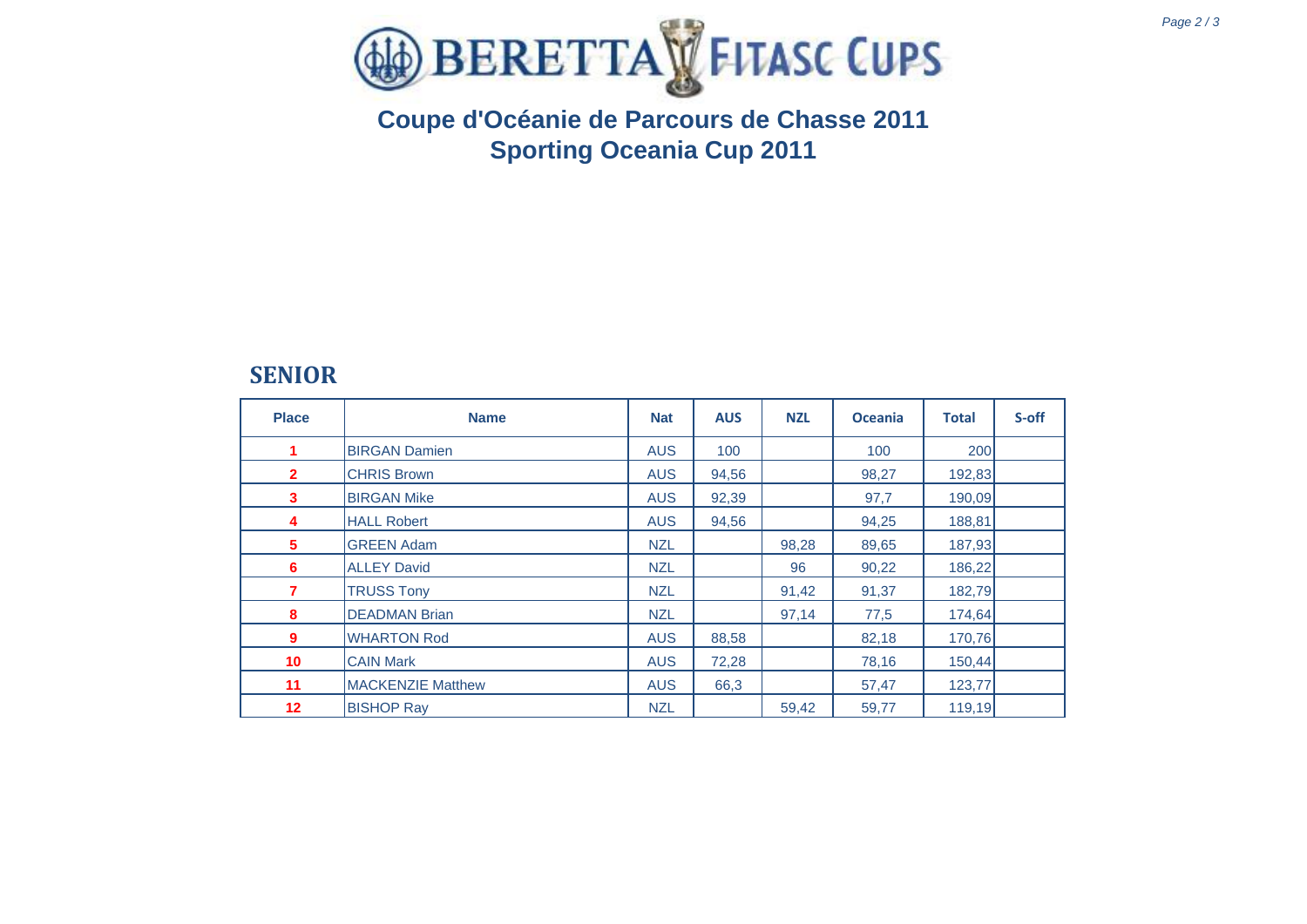# BERETTA FITASC CUPS

## Coupe d'Océanie de Parcours de Chasse 2011
## Sporting Oceania Cup 2011

### SENIOR

| Place | Name | Nat | AUS | NZL | Oceania | Total | S-off |
|---|---|---|---|---|---|---|---|
| 1 | BIRGAN Damien | AUS | 100 | | 100 | 200 | |
| 2 | CHRIS Brown | AUS | 94,56 | | 98,27 | 192,83 | |
| 3 | BIRGAN Mike | AUS | 92,39 | | 97,7 | 190,09 | |
| 4 | HALL Robert | AUS | 94,56 | | 94,25 | 188,81 | |
| 5 | GREEN Adam | NZL | | 98,28 | 89,65 | 187,93 | |
| 6 | ALLEY David | NZL | | 96 | 90,22 | 186,22 | |
| 7 | TRUSS Tony | NZL | | 91,42 | 91,37 | 182,79 | |
| 8 | DEADMAN Brian | NZL | | 97,14 | 77,5 | 174,64 | |
| 9 | WHARTON Rod | AUS | 88,58 | | 82,18 | 170,76 | |
| 10 | CAIN Mark | AUS | 72,28 | | 78,16 | 150,44 | |
| 11 | MACKENZIE Matthew | AUS | 66,3 | | 57,47 | 123,77 | |
| 12 | BISHOP Ray | NZL | | 59,42 | 59,77 | 119,19 | |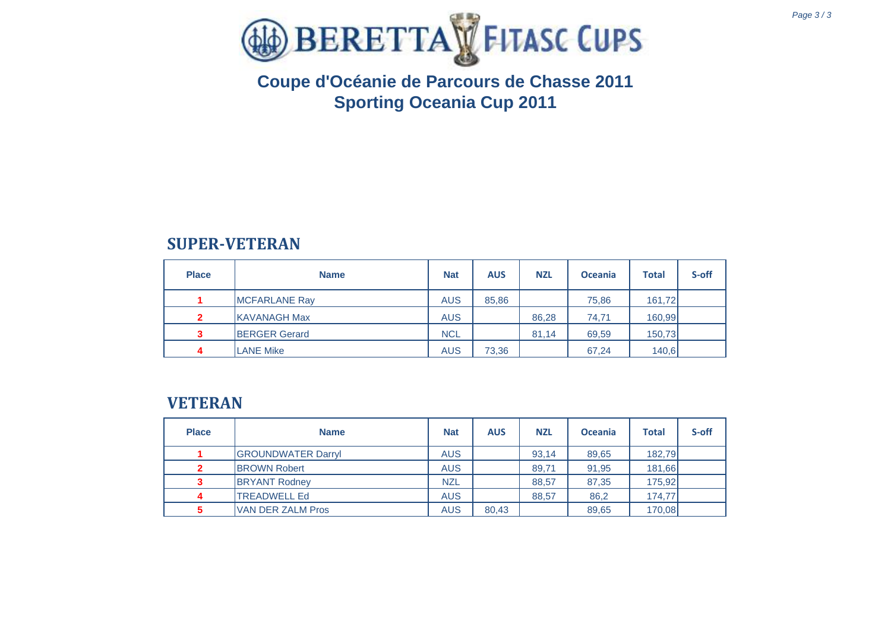# BERETTA FITASC CUPS

## Coupe d'Océanie de Parcours de Chasse 2011
## Sporting Oceania Cup 2011

### SUPER-VETERAN

| Place | Name | Nat | AUS | NZL | Oceania | Total | S-off |
|---|---|---|---|---|---|---|---|
| 1 | MCFARLANE Ray | AUS | 85,86 | | 75,86 | 161,72 | |
| 2 | KAVANAGH Max | AUS | | 86,28 | 74,71 | 160,99 | |
| 3 | BERGER Gerard | NCL | | 81,14 | 69,59 | 150,73 | |
| 4 | LANE Mike | AUS | 73,36 | | 67,24 | 140,6 | |

### VETERAN

| Place | Name | Nat | AUS | NZL | Oceania | Total | S-off |
|---|---|---|---|---|---|---|---|
| 1 | GROUNDWATER Darryl | AUS | | 93,14 | 89,65 | 182,79 | |
| 2 | BROWN Robert | AUS | | 89,71 | 91,95 | 181,66 | |
| 3 | BRYANT Rodney | NZL | | 88,57 | 87,35 | 175,92 | |
| 4 | TREADWELL Ed | AUS | | 88,57 | 86,2 | 174,77 | |
| 5 | VAN DER ZALM Pros | AUS | 80,43 | | 89,65 | 170,08 | |